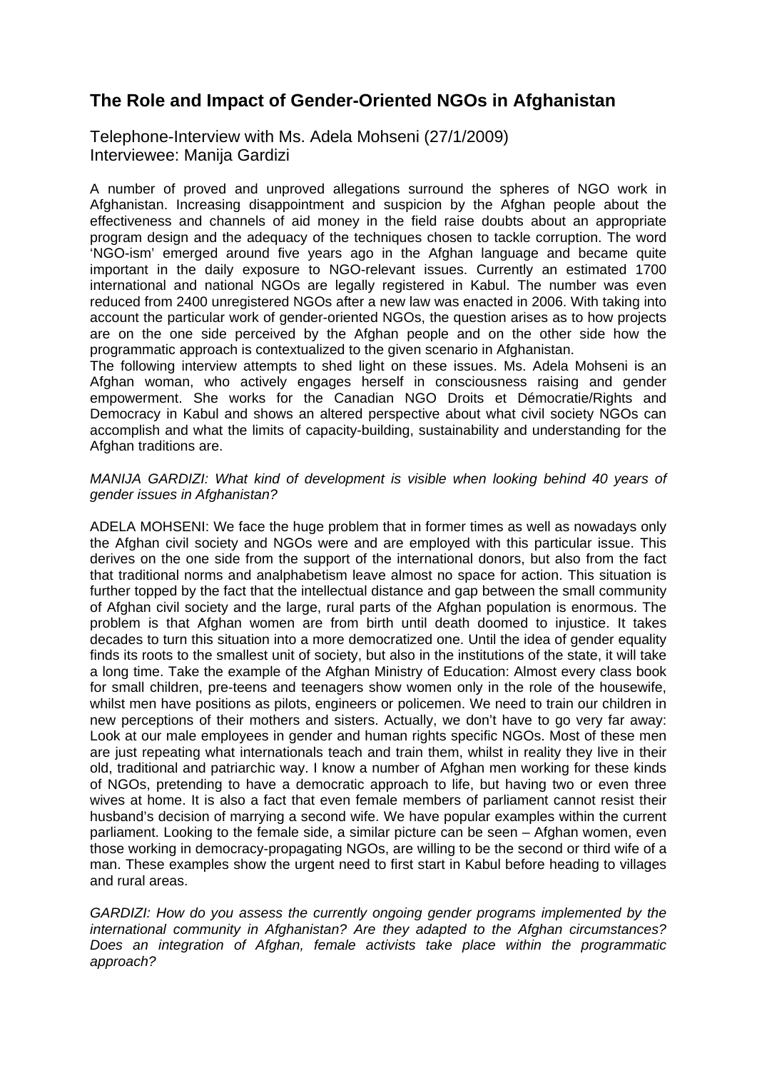# The Role and Impact of Gender-Oriented NGOs in Afghanistan

Telephone-Interview with Ms. Adela Mohseni (27/1/2009)
Interviewee: Manija Gardizi

A number of proved and unproved allegations surround the spheres of NGO work in Afghanistan. Increasing disappointment and suspicion by the Afghan people about the effectiveness and channels of aid money in the field raise doubts about an appropriate program design and the adequacy of the techniques chosen to tackle corruption. The word 'NGO-ism' emerged around five years ago in the Afghan language and became quite important in the daily exposure to NGO-relevant issues. Currently an estimated 1700 international and national NGOs are legally registered in Kabul. The number was even reduced from 2400 unregistered NGOs after a new law was enacted in 2006. With taking into account the particular work of gender-oriented NGOs, the question arises as to how projects are on the one side perceived by the Afghan people and on the other side how the programmatic approach is contextualized to the given scenario in Afghanistan.
The following interview attempts to shed light on these issues. Ms. Adela Mohseni is an Afghan woman, who actively engages herself in consciousness raising and gender empowerment. She works for the Canadian NGO Droits et Démocratie/Rights and Democracy in Kabul and shows an altered perspective about what civil society NGOs can accomplish and what the limits of capacity-building, sustainability and understanding for the Afghan traditions are.

*MANIJA GARDIZI: What kind of development is visible when looking behind 40 years of gender issues in Afghanistan?*

ADELA MOHSENI: We face the huge problem that in former times as well as nowadays only the Afghan civil society and NGOs were and are employed with this particular issue. This derives on the one side from the support of the international donors, but also from the fact that traditional norms and analphabetism leave almost no space for action. This situation is further topped by the fact that the intellectual distance and gap between the small community of Afghan civil society and the large, rural parts of the Afghan population is enormous. The problem is that Afghan women are from birth until death doomed to injustice. It takes decades to turn this situation into a more democratized one. Until the idea of gender equality finds its roots to the smallest unit of society, but also in the institutions of the state, it will take a long time. Take the example of the Afghan Ministry of Education: Almost every class book for small children, pre-teens and teenagers show women only in the role of the housewife, whilst men have positions as pilots, engineers or policemen. We need to train our children in new perceptions of their mothers and sisters. Actually, we don't have to go very far away: Look at our male employees in gender and human rights specific NGOs. Most of these men are just repeating what internationals teach and train them, whilst in reality they live in their old, traditional and patriarchic way. I know a number of Afghan men working for these kinds of NGOs, pretending to have a democratic approach to life, but having two or even three wives at home. It is also a fact that even female members of parliament cannot resist their husband's decision of marrying a second wife. We have popular examples within the current parliament. Looking to the female side, a similar picture can be seen – Afghan women, even those working in democracy-propagating NGOs, are willing to be the second or third wife of a man. These examples show the urgent need to first start in Kabul before heading to villages and rural areas.

*GARDIZI: How do you assess the currently ongoing gender programs implemented by the international community in Afghanistan? Are they adapted to the Afghan circumstances? Does an integration of Afghan, female activists take place within the programmatic approach?*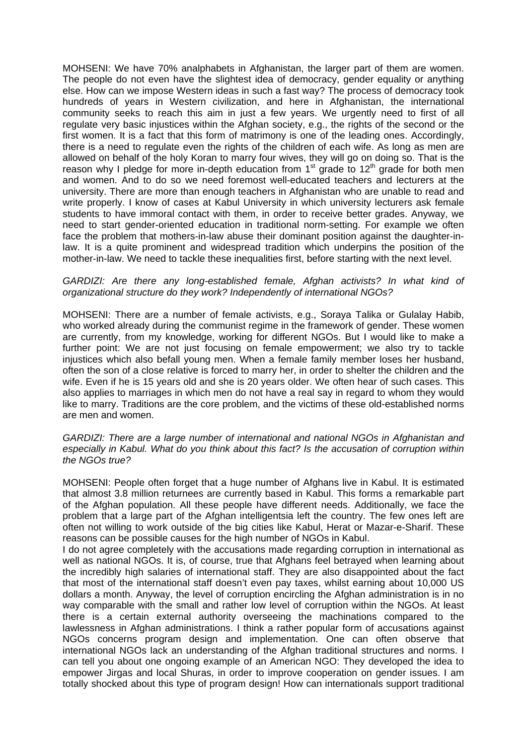MOHSENI: We have 70% analphabets in Afghanistan, the larger part of them are women. The people do not even have the slightest idea of democracy, gender equality or anything else. How can we impose Western ideas in such a fast way? The process of democracy took hundreds of years in Western civilization, and here in Afghanistan, the international community seeks to reach this aim in just a few years. We urgently need to first of all regulate very basic injustices within the Afghan society, e.g., the rights of the second or the first women. It is a fact that this form of matrimony is one of the leading ones. Accordingly, there is a need to regulate even the rights of the children of each wife. As long as men are allowed on behalf of the holy Koran to marry four wives, they will go on doing so. That is the reason why I pledge for more in-depth education from 1st grade to 12th grade for both men and women. And to do so we need foremost well-educated teachers and lecturers at the university. There are more than enough teachers in Afghanistan who are unable to read and write properly. I know of cases at Kabul University in which university lecturers ask female students to have immoral contact with them, in order to receive better grades. Anyway, we need to start gender-oriented education in traditional norm-setting. For example we often face the problem that mothers-in-law abuse their dominant position against the daughter-in-law. It is a quite prominent and widespread tradition which underpins the position of the mother-in-law. We need to tackle these inequalities first, before starting with the next level.

*GARDIZI: Are there any long-established female, Afghan activists? In what kind of organizational structure do they work? Independently of international NGOs?*

MOHSENI: There are a number of female activists, e.g., Soraya Talika or Gulalay Habib, who worked already during the communist regime in the framework of gender. These women are currently, from my knowledge, working for different NGOs. But I would like to make a further point: We are not just focusing on female empowerment; we also try to tackle injustices which also befall young men. When a female family member loses her husband, often the son of a close relative is forced to marry her, in order to shelter the children and the wife. Even if he is 15 years old and she is 20 years older. We often hear of such cases. This also applies to marriages in which men do not have a real say in regard to whom they would like to marry. Traditions are the core problem, and the victims of these old-established norms are men and women.

*GARDIZI: There are a large number of international and national NGOs in Afghanistan and especially in Kabul. What do you think about this fact? Is the accusation of corruption within the NGOs true?*

MOHSENI: People often forget that a huge number of Afghans live in Kabul. It is estimated that almost 3.8 million returnees are currently based in Kabul. This forms a remarkable part of the Afghan population. All these people have different needs. Additionally, we face the problem that a large part of the Afghan intelligentsia left the country. The few ones left are often not willing to work outside of the big cities like Kabul, Herat or Mazar-e-Sharif. These reasons can be possible causes for the high number of NGOs in Kabul.

I do not agree completely with the accusations made regarding corruption in international as well as national NGOs. It is, of course, true that Afghans feel betrayed when learning about the incredibly high salaries of international staff. They are also disappointed about the fact that most of the international staff doesn't even pay taxes, whilst earning about 10,000 US dollars a month. Anyway, the level of corruption encircling the Afghan administration is in no way comparable with the small and rather low level of corruption within the NGOs. At least there is a certain external authority overseeing the machinations compared to the lawlessness in Afghan administrations. I think a rather popular form of accusations against NGOs concerns program design and implementation. One can often observe that international NGOs lack an understanding of the Afghan traditional structures and norms. I can tell you about one ongoing example of an American NGO: They developed the idea to empower Jirgas and local Shuras, in order to improve cooperation on gender issues. I am totally shocked about this type of program design! How can internationals support traditional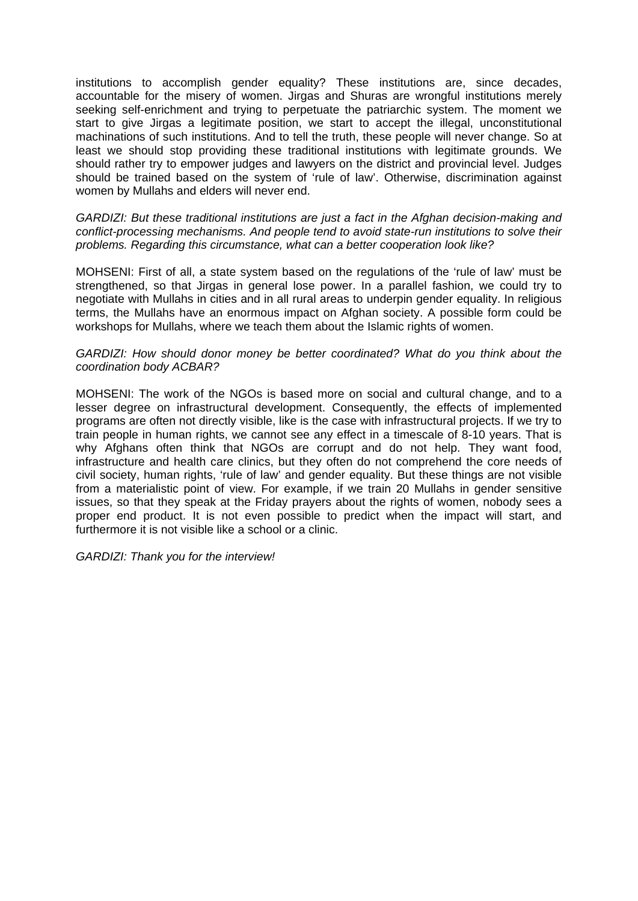institutions to accomplish gender equality? These institutions are, since decades, accountable for the misery of women. Jirgas and Shuras are wrongful institutions merely seeking self-enrichment and trying to perpetuate the patriarchic system. The moment we start to give Jirgas a legitimate position, we start to accept the illegal, unconstitutional machinations of such institutions. And to tell the truth, these people will never change. So at least we should stop providing these traditional institutions with legitimate grounds. We should rather try to empower judges and lawyers on the district and provincial level. Judges should be trained based on the system of 'rule of law'. Otherwise, discrimination against women by Mullahs and elders will never end.

*GARDIZI: But these traditional institutions are just a fact in the Afghan decision-making and conflict-processing mechanisms. And people tend to avoid state-run institutions to solve their problems. Regarding this circumstance, what can a better cooperation look like?*

MOHSENI: First of all, a state system based on the regulations of the 'rule of law' must be strengthened, so that Jirgas in general lose power. In a parallel fashion, we could try to negotiate with Mullahs in cities and in all rural areas to underpin gender equality. In religious terms, the Mullahs have an enormous impact on Afghan society. A possible form could be workshops for Mullahs, where we teach them about the Islamic rights of women.

*GARDIZI: How should donor money be better coordinated? What do you think about the coordination body ACBAR?*

MOHSENI: The work of the NGOs is based more on social and cultural change, and to a lesser degree on infrastructural development. Consequently, the effects of implemented programs are often not directly visible, like is the case with infrastructural projects. If we try to train people in human rights, we cannot see any effect in a timescale of 8-10 years. That is why Afghans often think that NGOs are corrupt and do not help. They want food, infrastructure and health care clinics, but they often do not comprehend the core needs of civil society, human rights, 'rule of law' and gender equality. But these things are not visible from a materialistic point of view. For example, if we train 20 Mullahs in gender sensitive issues, so that they speak at the Friday prayers about the rights of women, nobody sees a proper end product. It is not even possible to predict when the impact will start, and furthermore it is not visible like a school or a clinic.

*GARDIZI: Thank you for the interview!*